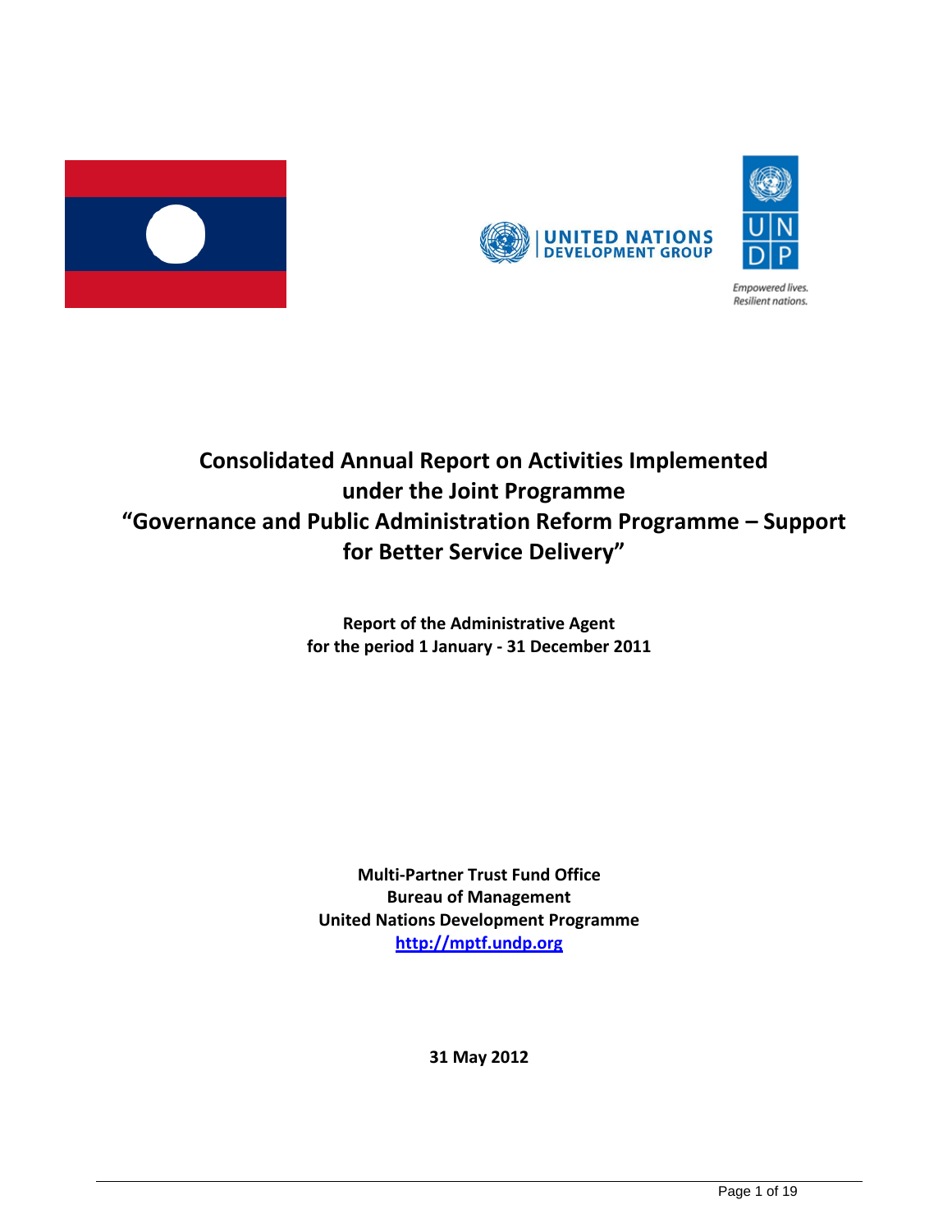# Consolidated Annual Report on Activities Implemented under the Joint Programme "Governance and Public Administration Reform Programme – Support for Better Service Delivery"

**Report of the Administrative Agent**
**for the period 1 January - 31 December 2011**

**Multi-Partner Trust Fund Office**
**Bureau of Management**
**United Nations Development Programme**
**http://mptf.undp.org**

**31 May 2012**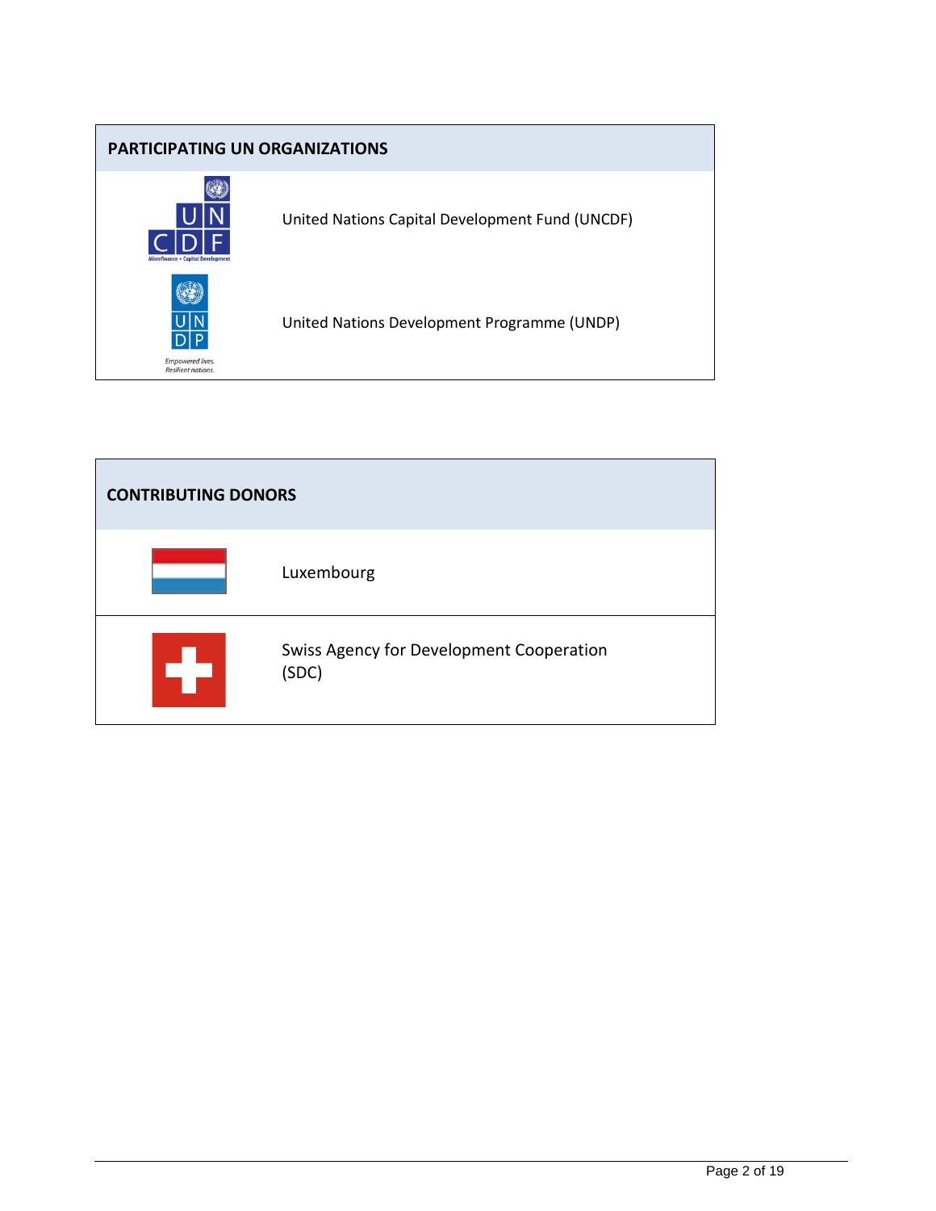| PARTICIPATING UN ORGANIZATIONS | |
|---|---|
| | United Nations Capital Development Fund (UNCDF) |
| | United Nations Development Programme (UNDP) |

| CONTRIBUTING DONORS | |
|---|---|
| | Luxembourg |
| | Swiss Agency for Development Cooperation (SDC) |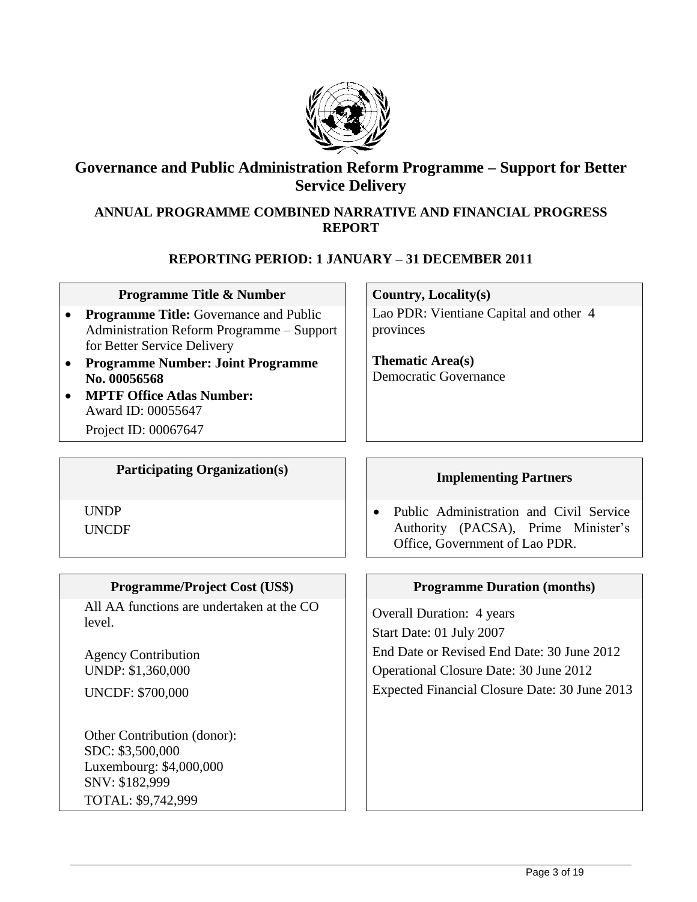# Governance and Public Administration Reform Programme – Support for Better Service Delivery

## ANNUAL PROGRAMME COMBINED NARRATIVE AND FINANCIAL PROGRESS REPORT

### REPORTING PERIOD: 1 JANUARY – 31 DECEMBER 2011

**Programme Title & Number**

- **Programme Title:** Governance and Public Administration Reform Programme – Support for Better Service Delivery
- **Programme Number: Joint Programme No. 00056568**
- **MPTF Office Atlas Number:** Award ID: 00055647
  Project ID: 00067647

**Country, Locality(s)**

Lao PDR: Vientiane Capital and other 4 provinces

**Thematic Area(s)**

Democratic Governance

**Participating Organization(s)**

UNDP
UNCDF

**Implementing Partners**

- Public Administration and Civil Service Authority (PACSA), Prime Minister's Office, Government of Lao PDR.

**Programme/Project Cost (US$)**

All AA functions are undertaken at the CO level.

Agency Contribution
UNDP: $1,360,000
UNCDF: $700,000

Other Contribution (donor):
SDC: $3,500,000
Luxembourg: $4,000,000
SNV: $182,999
TOTAL: $9,742,999

**Programme Duration (months)**

Overall Duration: 4 years
Start Date: 01 July 2007
End Date or Revised End Date: 30 June 2012
Operational Closure Date: 30 June 2012
Expected Financial Closure Date: 30 June 2013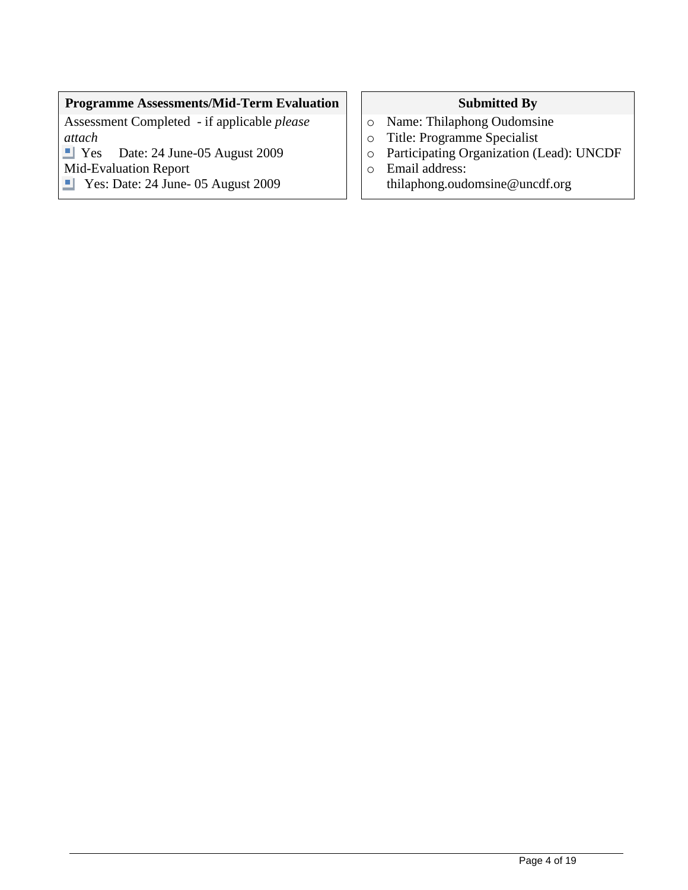| Programme Assessments/Mid-Term Evaluation |
| --- |
| Assessment Completed - if applicable *please attach* |
| ☑ Yes Date: 24 June-05 August 2009 |
| Mid-Evaluation Report |
| ☑ Yes: Date: 24 June- 05 August 2009 |

| Submitted By |
| --- |
| ○ Name: Thilaphong Oudomsine |
| ○ Title: Programme Specialist |
| ○ Participating Organization (Lead): UNCDF |
| ○ Email address: thilaphong.oudomsine@uncdf.org |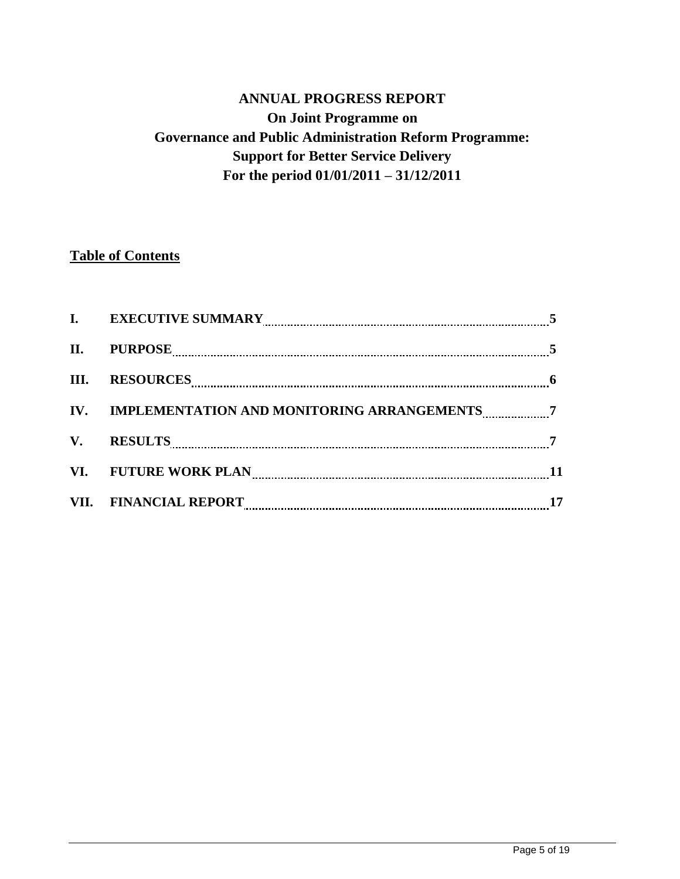# ANNUAL PROGRESS REPORT
## On Joint Programme on
## Governance and Public Administration Reform Programme:
## Support for Better Service Delivery
## For the period 01/01/2011 – 31/12/2011

**Table of Contents**

| | | |
|---|---|---|
| **I.** | **EXECUTIVE SUMMARY** | **5** |
| **II.** | **PURPOSE** | **5** |
| **III.** | **RESOURCES** | **6** |
| **IV.** | **IMPLEMENTATION AND MONITORING ARRANGEMENTS** | **7** |
| **V.** | **RESULTS** | **7** |
| **VI.** | **FUTURE WORK PLAN** | **11** |
| **VII.** | **FINANCIAL REPORT** | **17** |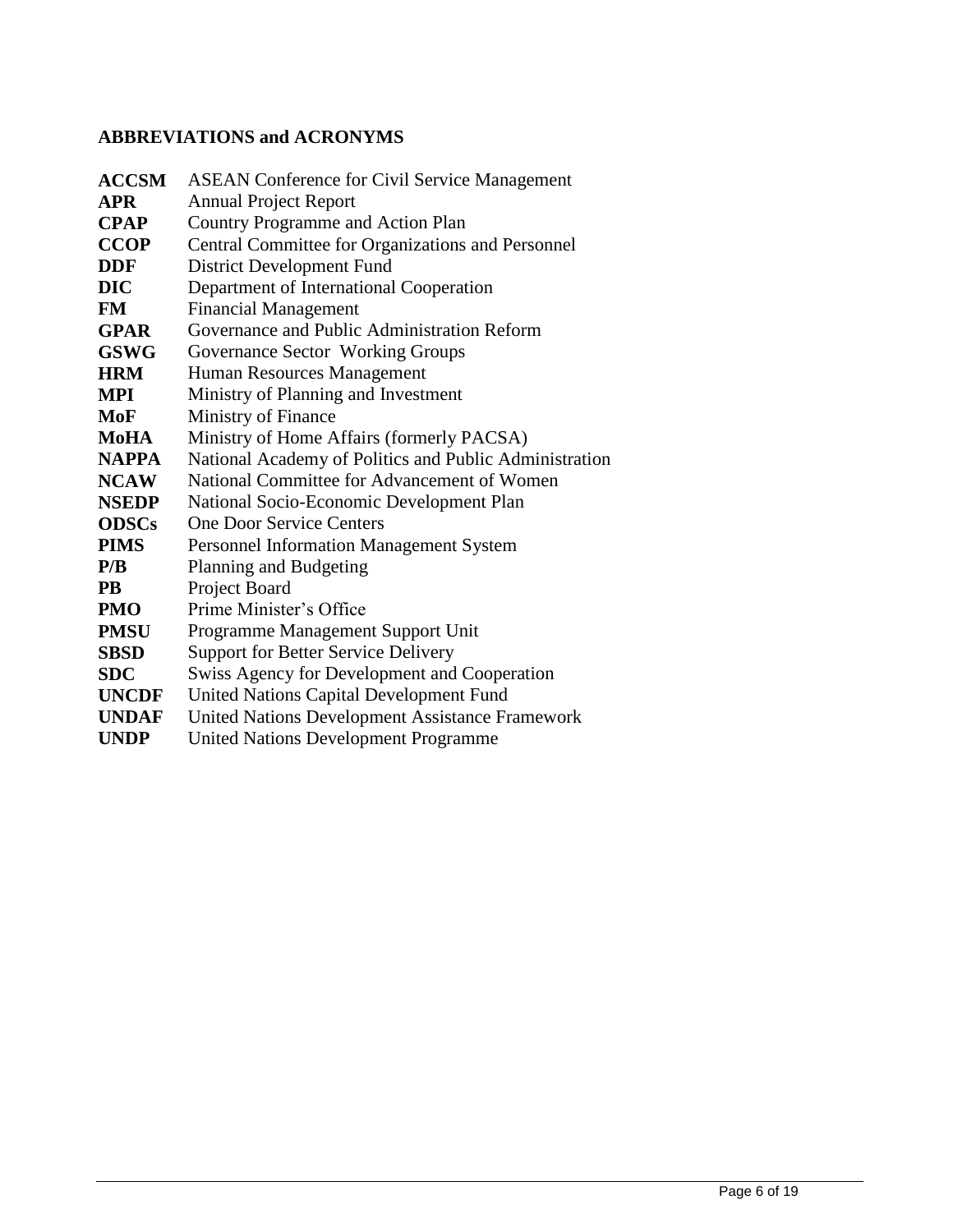## ABBREVIATIONS and ACRONYMS

| | |
|---|---|
| **ACCSM** | ASEAN Conference for Civil Service Management |
| **APR** | Annual Project Report |
| **CPAP** | Country Programme and Action Plan |
| **CCOP** | Central Committee for Organizations and Personnel |
| **DDF** | District Development Fund |
| **DIC** | Department of International Cooperation |
| **FM** | Financial Management |
| **GPAR** | Governance and Public Administration Reform |
| **GSWG** | Governance Sector Working Groups |
| **HRM** | Human Resources Management |
| **MPI** | Ministry of Planning and Investment |
| **MoF** | Ministry of Finance |
| **MoHA** | Ministry of Home Affairs (formerly PACSA) |
| **NAPPA** | National Academy of Politics and Public Administration |
| **NCAW** | National Committee for Advancement of Women |
| **NSEDP** | National Socio-Economic Development Plan |
| **ODSCs** | One Door Service Centers |
| **PIMS** | Personnel Information Management System |
| **P/B** | Planning and Budgeting |
| **PB** | Project Board |
| **PMO** | Prime Minister's Office |
| **PMSU** | Programme Management Support Unit |
| **SBSD** | Support for Better Service Delivery |
| **SDC** | Swiss Agency for Development and Cooperation |
| **UNCDF** | United Nations Capital Development Fund |
| **UNDAF** | United Nations Development Assistance Framework |
| **UNDP** | United Nations Development Programme |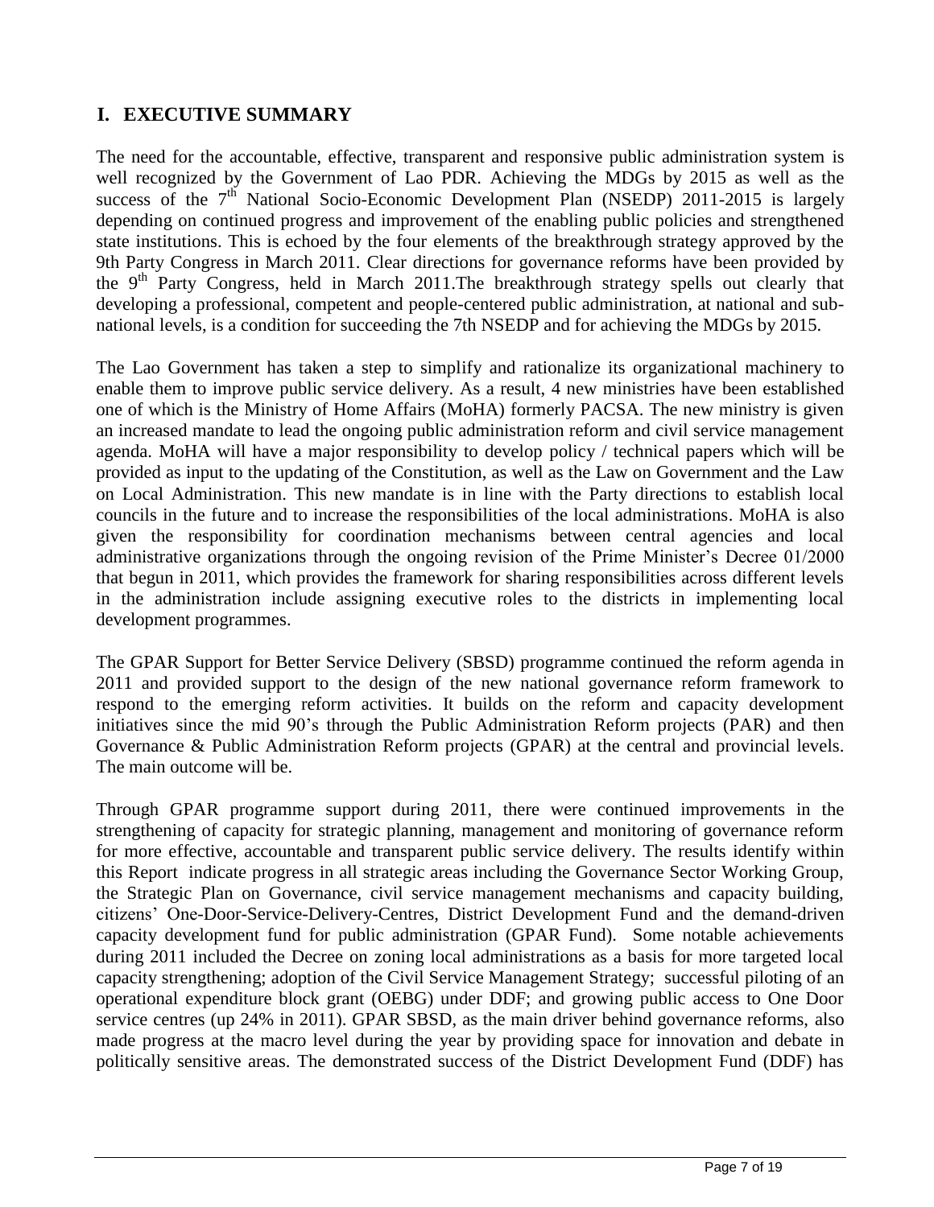# I. EXECUTIVE SUMMARY

The need for the accountable, effective, transparent and responsive public administration system is well recognized by the Government of Lao PDR. Achieving the MDGs by 2015 as well as the success of the 7th National Socio-Economic Development Plan (NSEDP) 2011-2015 is largely depending on continued progress and improvement of the enabling public policies and strengthened state institutions. This is echoed by the four elements of the breakthrough strategy approved by the 9th Party Congress in March 2011. Clear directions for governance reforms have been provided by the 9th Party Congress, held in March 2011.The breakthrough strategy spells out clearly that developing a professional, competent and people-centered public administration, at national and sub-national levels, is a condition for succeeding the 7th NSEDP and for achieving the MDGs by 2015.

The Lao Government has taken a step to simplify and rationalize its organizational machinery to enable them to improve public service delivery. As a result, 4 new ministries have been established one of which is the Ministry of Home Affairs (MoHA) formerly PACSA. The new ministry is given an increased mandate to lead the ongoing public administration reform and civil service management agenda. MoHA will have a major responsibility to develop policy / technical papers which will be provided as input to the updating of the Constitution, as well as the Law on Government and the Law on Local Administration. This new mandate is in line with the Party directions to establish local councils in the future and to increase the responsibilities of the local administrations. MoHA is also given the responsibility for coordination mechanisms between central agencies and local administrative organizations through the ongoing revision of the Prime Minister's Decree 01/2000 that begun in 2011, which provides the framework for sharing responsibilities across different levels in the administration include assigning executive roles to the districts in implementing local development programmes.

The GPAR Support for Better Service Delivery (SBSD) programme continued the reform agenda in 2011 and provided support to the design of the new national governance reform framework to respond to the emerging reform activities. It builds on the reform and capacity development initiatives since the mid 90's through the Public Administration Reform projects (PAR) and then Governance & Public Administration Reform projects (GPAR) at the central and provincial levels. The main outcome will be.

Through GPAR programme support during 2011, there were continued improvements in the strengthening of capacity for strategic planning, management and monitoring of governance reform for more effective, accountable and transparent public service delivery. The results identify within this Report indicate progress in all strategic areas including the Governance Sector Working Group, the Strategic Plan on Governance, civil service management mechanisms and capacity building, citizens' One-Door-Service-Delivery-Centres, District Development Fund and the demand-driven capacity development fund for public administration (GPAR Fund). Some notable achievements during 2011 included the Decree on zoning local administrations as a basis for more targeted local capacity strengthening; adoption of the Civil Service Management Strategy; successful piloting of an operational expenditure block grant (OEBG) under DDF; and growing public access to One Door service centres (up 24% in 2011). GPAR SBSD, as the main driver behind governance reforms, also made progress at the macro level during the year by providing space for innovation and debate in politically sensitive areas. The demonstrated success of the District Development Fund (DDF) has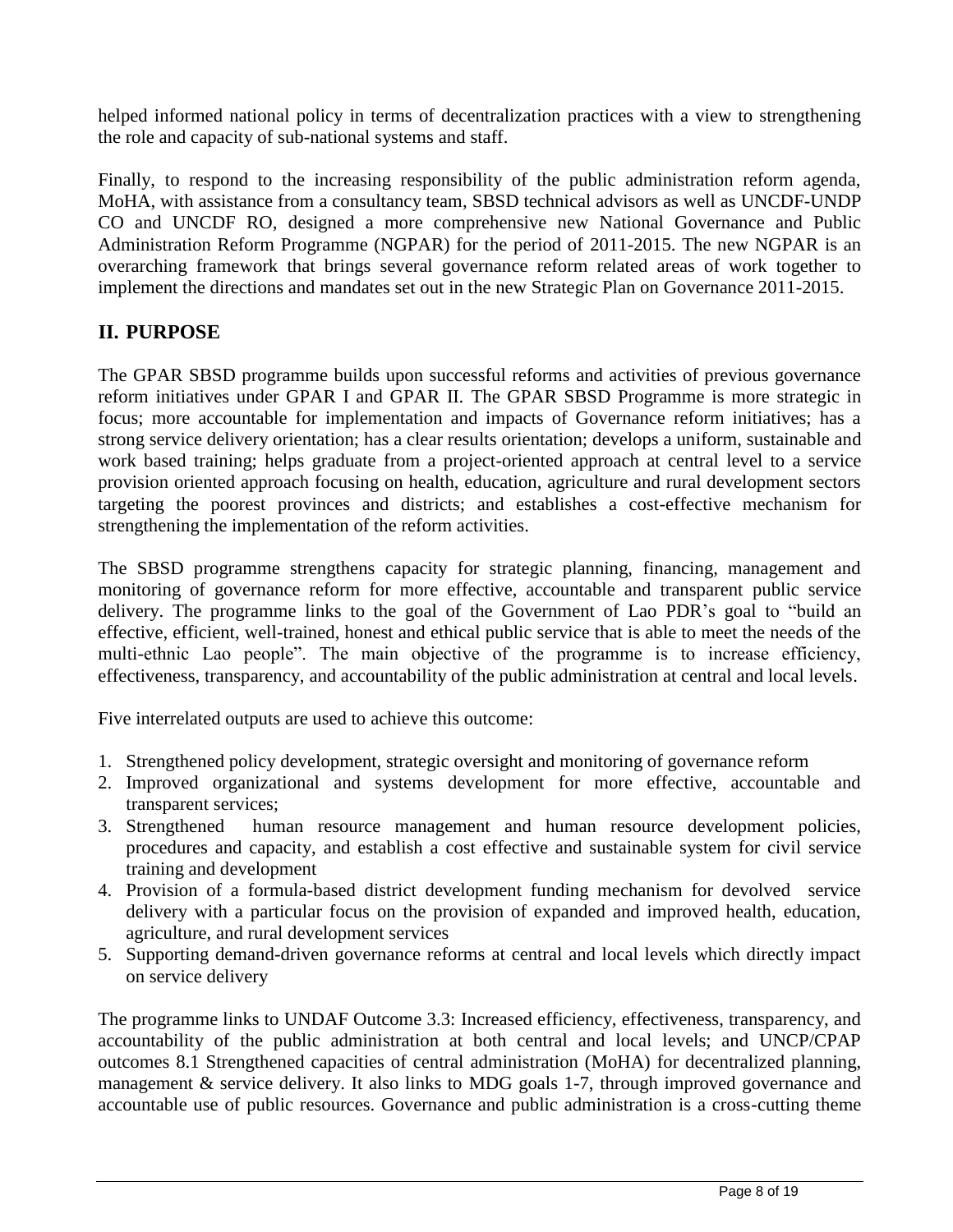helped informed national policy in terms of decentralization practices with a view to strengthening the role and capacity of sub-national systems and staff.

Finally, to respond to the increasing responsibility of the public administration reform agenda, MoHA, with assistance from a consultancy team, SBSD technical advisors as well as UNCDF-UNDP CO and UNCDF RO, designed a more comprehensive new National Governance and Public Administration Reform Programme (NGPAR) for the period of 2011-2015. The new NGPAR is an overarching framework that brings several governance reform related areas of work together to implement the directions and mandates set out in the new Strategic Plan on Governance 2011-2015.

## II. PURPOSE

The GPAR SBSD programme builds upon successful reforms and activities of previous governance reform initiatives under GPAR I and GPAR II. The GPAR SBSD Programme is more strategic in focus; more accountable for implementation and impacts of Governance reform initiatives; has a strong service delivery orientation; has a clear results orientation; develops a uniform, sustainable and work based training; helps graduate from a project-oriented approach at central level to a service provision oriented approach focusing on health, education, agriculture and rural development sectors targeting the poorest provinces and districts; and establishes a cost-effective mechanism for strengthening the implementation of the reform activities.

The SBSD programme strengthens capacity for strategic planning, financing, management and monitoring of governance reform for more effective, accountable and transparent public service delivery. The programme links to the goal of the Government of Lao PDR's goal to "build an effective, efficient, well-trained, honest and ethical public service that is able to meet the needs of the multi-ethnic Lao people". The main objective of the programme is to increase efficiency, effectiveness, transparency, and accountability of the public administration at central and local levels.

Five interrelated outputs are used to achieve this outcome:

1. Strengthened policy development, strategic oversight and monitoring of governance reform
2. Improved organizational and systems development for more effective, accountable and transparent services;
3. Strengthened human resource management and human resource development policies, procedures and capacity, and establish a cost effective and sustainable system for civil service training and development
4. Provision of a formula-based district development funding mechanism for devolved service delivery with a particular focus on the provision of expanded and improved health, education, agriculture, and rural development services
5. Supporting demand-driven governance reforms at central and local levels which directly impact on service delivery

The programme links to UNDAF Outcome 3.3: Increased efficiency, effectiveness, transparency, and accountability of the public administration at both central and local levels; and UNCP/CPAP outcomes 8.1 Strengthened capacities of central administration (MoHA) for decentralized planning, management & service delivery. It also links to MDG goals 1-7, through improved governance and accountable use of public resources. Governance and public administration is a cross-cutting theme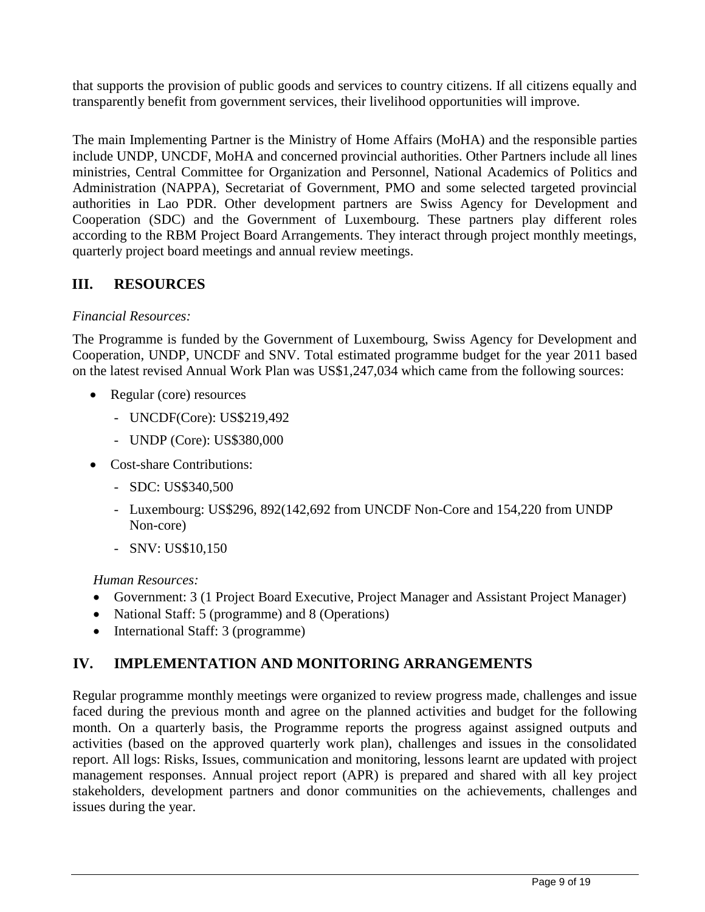that supports the provision of public goods and services to country citizens. If all citizens equally and transparently benefit from government services, their livelihood opportunities will improve.

The main Implementing Partner is the Ministry of Home Affairs (MoHA) and the responsible parties include UNDP, UNCDF, MoHA and concerned provincial authorities. Other Partners include all lines ministries, Central Committee for Organization and Personnel, National Academics of Politics and Administration (NAPPA), Secretariat of Government, PMO and some selected targeted provincial authorities in Lao PDR. Other development partners are Swiss Agency for Development and Cooperation (SDC) and the Government of Luxembourg. These partners play different roles according to the RBM Project Board Arrangements. They interact through project monthly meetings, quarterly project board meetings and annual review meetings.

## III. RESOURCES

*Financial Resources:*

The Programme is funded by the Government of Luxembourg, Swiss Agency for Development and Cooperation, UNDP, UNCDF and SNV. Total estimated programme budget for the year 2011 based on the latest revised Annual Work Plan was US$1,247,034 which came from the following sources:

- Regular (core) resources
  - UNCDF(Core): US$219,492
  - UNDP (Core): US$380,000
- Cost-share Contributions:
  - SDC: US$340,500
  - Luxembourg: US$296, 892(142,692 from UNCDF Non-Core and 154,220 from UNDP Non-core)
  - SNV: US$10,150

*Human Resources:*

- Government: 3 (1 Project Board Executive, Project Manager and Assistant Project Manager)
- National Staff: 5 (programme) and 8 (Operations)
- International Staff: 3 (programme)

## IV. IMPLEMENTATION AND MONITORING ARRANGEMENTS

Regular programme monthly meetings were organized to review progress made, challenges and issue faced during the previous month and agree on the planned activities and budget for the following month. On a quarterly basis, the Programme reports the progress against assigned outputs and activities (based on the approved quarterly work plan), challenges and issues in the consolidated report. All logs: Risks, Issues, communication and monitoring, lessons learnt are updated with project management responses. Annual project report (APR) is prepared and shared with all key project stakeholders, development partners and donor communities on the achievements, challenges and issues during the year.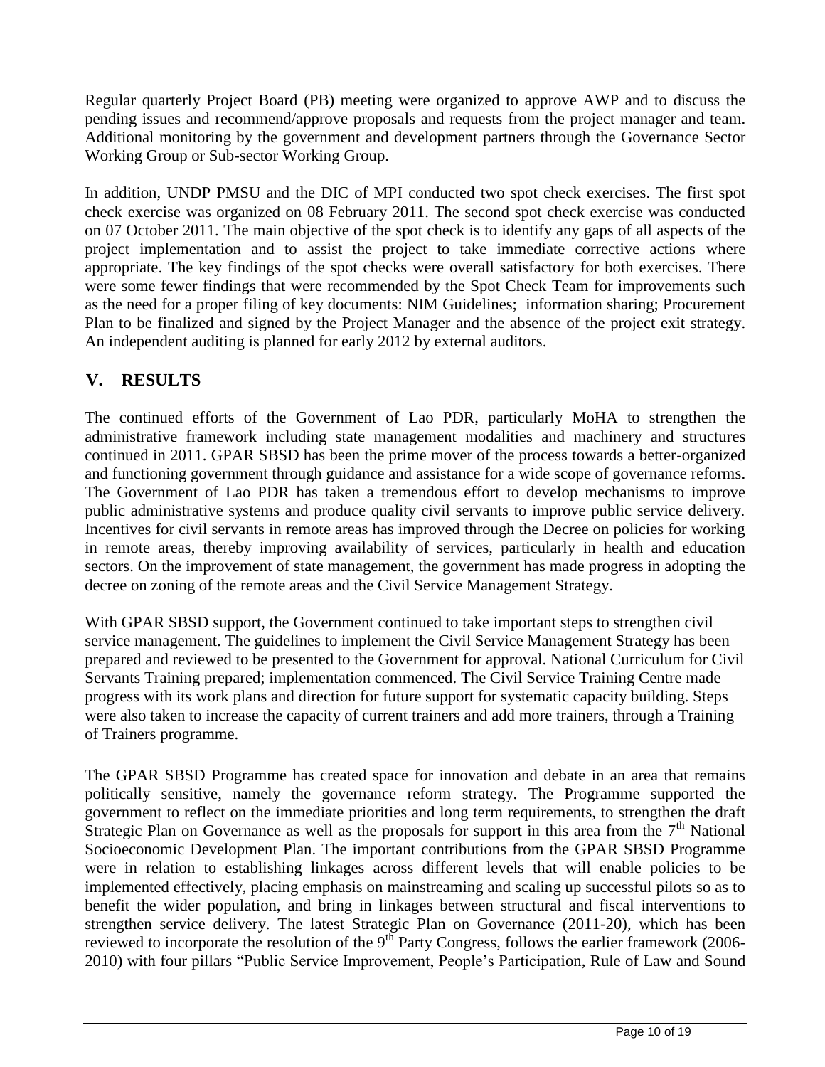Regular quarterly Project Board (PB) meeting were organized to approve AWP and to discuss the pending issues and recommend/approve proposals and requests from the project manager and team. Additional monitoring by the government and development partners through the Governance Sector Working Group or Sub-sector Working Group.

In addition, UNDP PMSU and the DIC of MPI conducted two spot check exercises. The first spot check exercise was organized on 08 February 2011. The second spot check exercise was conducted on 07 October 2011. The main objective of the spot check is to identify any gaps of all aspects of the project implementation and to assist the project to take immediate corrective actions where appropriate. The key findings of the spot checks were overall satisfactory for both exercises. There were some fewer findings that were recommended by the Spot Check Team for improvements such as the need for a proper filing of key documents: NIM Guidelines; information sharing; Procurement Plan to be finalized and signed by the Project Manager and the absence of the project exit strategy. An independent auditing is planned for early 2012 by external auditors.

## V. RESULTS

The continued efforts of the Government of Lao PDR, particularly MoHA to strengthen the administrative framework including state management modalities and machinery and structures continued in 2011. GPAR SBSD has been the prime mover of the process towards a better-organized and functioning government through guidance and assistance for a wide scope of governance reforms. The Government of Lao PDR has taken a tremendous effort to develop mechanisms to improve public administrative systems and produce quality civil servants to improve public service delivery. Incentives for civil servants in remote areas has improved through the Decree on policies for working in remote areas, thereby improving availability of services, particularly in health and education sectors. On the improvement of state management, the government has made progress in adopting the decree on zoning of the remote areas and the Civil Service Management Strategy.

With GPAR SBSD support, the Government continued to take important steps to strengthen civil service management. The guidelines to implement the Civil Service Management Strategy has been prepared and reviewed to be presented to the Government for approval. National Curriculum for Civil Servants Training prepared; implementation commenced. The Civil Service Training Centre made progress with its work plans and direction for future support for systematic capacity building. Steps were also taken to increase the capacity of current trainers and add more trainers, through a Training of Trainers programme.

The GPAR SBSD Programme has created space for innovation and debate in an area that remains politically sensitive, namely the governance reform strategy. The Programme supported the government to reflect on the immediate priorities and long term requirements, to strengthen the draft Strategic Plan on Governance as well as the proposals for support in this area from the 7th National Socioeconomic Development Plan. The important contributions from the GPAR SBSD Programme were in relation to establishing linkages across different levels that will enable policies to be implemented effectively, placing emphasis on mainstreaming and scaling up successful pilots so as to benefit the wider population, and bring in linkages between structural and fiscal interventions to strengthen service delivery. The latest Strategic Plan on Governance (2011-20), which has been reviewed to incorporate the resolution of the 9th Party Congress, follows the earlier framework (2006-2010) with four pillars "Public Service Improvement, People's Participation, Rule of Law and Sound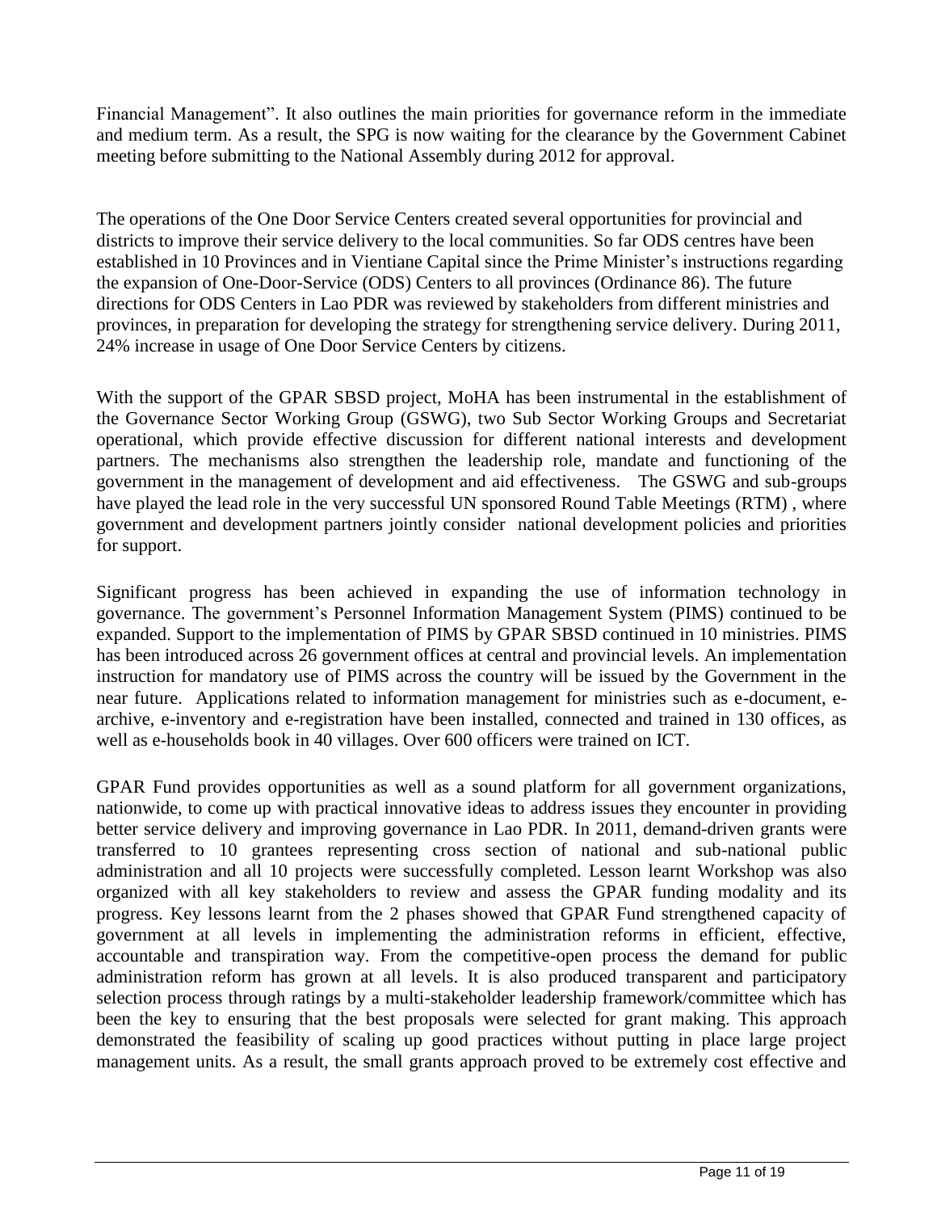Financial Management". It also outlines the main priorities for governance reform in the immediate and medium term. As a result, the SPG is now waiting for the clearance by the Government Cabinet meeting before submitting to the National Assembly during 2012 for approval.

The operations of the One Door Service Centers created several opportunities for provincial and districts to improve their service delivery to the local communities. So far ODS centres have been established in 10 Provinces and in Vientiane Capital since the Prime Minister's instructions regarding the expansion of One-Door-Service (ODS) Centers to all provinces (Ordinance 86). The future directions for ODS Centers in Lao PDR was reviewed by stakeholders from different ministries and provinces, in preparation for developing the strategy for strengthening service delivery. During 2011, 24% increase in usage of One Door Service Centers by citizens.

With the support of the GPAR SBSD project, MoHA has been instrumental in the establishment of the Governance Sector Working Group (GSWG), two Sub Sector Working Groups and Secretariat operational, which provide effective discussion for different national interests and development partners. The mechanisms also strengthen the leadership role, mandate and functioning of the government in the management of development and aid effectiveness. The GSWG and sub-groups have played the lead role in the very successful UN sponsored Round Table Meetings (RTM) , where government and development partners jointly consider national development policies and priorities for support.

Significant progress has been achieved in expanding the use of information technology in governance. The government's Personnel Information Management System (PIMS) continued to be expanded. Support to the implementation of PIMS by GPAR SBSD continued in 10 ministries. PIMS has been introduced across 26 government offices at central and provincial levels. An implementation instruction for mandatory use of PIMS across the country will be issued by the Government in the near future. Applications related to information management for ministries such as e-document, e-archive, e-inventory and e-registration have been installed, connected and trained in 130 offices, as well as e-households book in 40 villages. Over 600 officers were trained on ICT.

GPAR Fund provides opportunities as well as a sound platform for all government organizations, nationwide, to come up with practical innovative ideas to address issues they encounter in providing better service delivery and improving governance in Lao PDR. In 2011, demand-driven grants were transferred to 10 grantees representing cross section of national and sub-national public administration and all 10 projects were successfully completed. Lesson learnt Workshop was also organized with all key stakeholders to review and assess the GPAR funding modality and its progress. Key lessons learnt from the 2 phases showed that GPAR Fund strengthened capacity of government at all levels in implementing the administration reforms in efficient, effective, accountable and transpiration way. From the competitive-open process the demand for public administration reform has grown at all levels. It is also produced transparent and participatory selection process through ratings by a multi-stakeholder leadership framework/committee which has been the key to ensuring that the best proposals were selected for grant making. This approach demonstrated the feasibility of scaling up good practices without putting in place large project management units. As a result, the small grants approach proved to be extremely cost effective and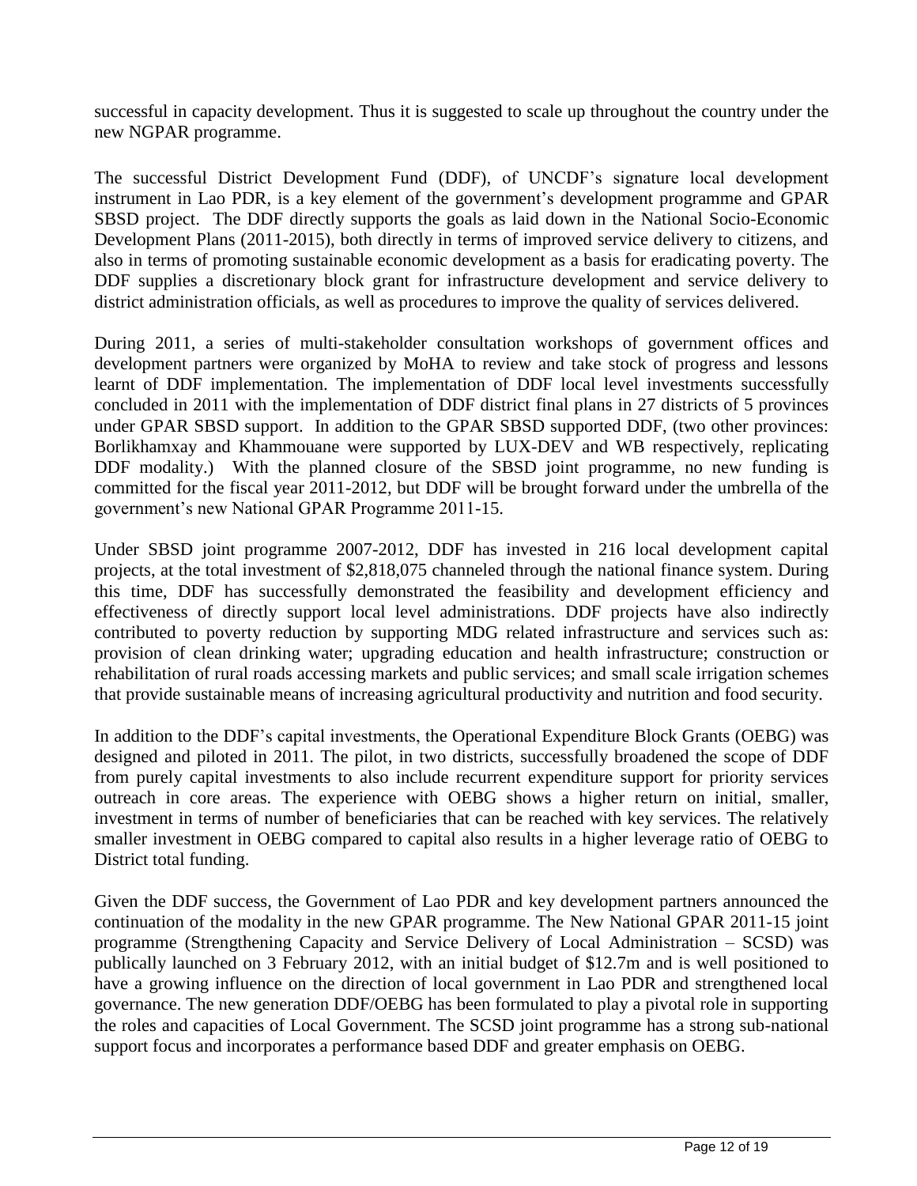successful in capacity development. Thus it is suggested to scale up throughout the country under the new NGPAR programme.

The successful District Development Fund (DDF), of UNCDF's signature local development instrument in Lao PDR, is a key element of the government's development programme and GPAR SBSD project. The DDF directly supports the goals as laid down in the National Socio-Economic Development Plans (2011-2015), both directly in terms of improved service delivery to citizens, and also in terms of promoting sustainable economic development as a basis for eradicating poverty. The DDF supplies a discretionary block grant for infrastructure development and service delivery to district administration officials, as well as procedures to improve the quality of services delivered.

During 2011, a series of multi-stakeholder consultation workshops of government offices and development partners were organized by MoHA to review and take stock of progress and lessons learnt of DDF implementation. The implementation of DDF local level investments successfully concluded in 2011 with the implementation of DDF district final plans in 27 districts of 5 provinces under GPAR SBSD support. In addition to the GPAR SBSD supported DDF, (two other provinces: Borlikhamxay and Khammouane were supported by LUX-DEV and WB respectively, replicating DDF modality.) With the planned closure of the SBSD joint programme, no new funding is committed for the fiscal year 2011-2012, but DDF will be brought forward under the umbrella of the government's new National GPAR Programme 2011-15.

Under SBSD joint programme 2007-2012, DDF has invested in 216 local development capital projects, at the total investment of $2,818,075 channeled through the national finance system. During this time, DDF has successfully demonstrated the feasibility and development efficiency and effectiveness of directly support local level administrations. DDF projects have also indirectly contributed to poverty reduction by supporting MDG related infrastructure and services such as: provision of clean drinking water; upgrading education and health infrastructure; construction or rehabilitation of rural roads accessing markets and public services; and small scale irrigation schemes that provide sustainable means of increasing agricultural productivity and nutrition and food security.

In addition to the DDF's capital investments, the Operational Expenditure Block Grants (OEBG) was designed and piloted in 2011. The pilot, in two districts, successfully broadened the scope of DDF from purely capital investments to also include recurrent expenditure support for priority services outreach in core areas. The experience with OEBG shows a higher return on initial, smaller, investment in terms of number of beneficiaries that can be reached with key services. The relatively smaller investment in OEBG compared to capital also results in a higher leverage ratio of OEBG to District total funding.

Given the DDF success, the Government of Lao PDR and key development partners announced the continuation of the modality in the new GPAR programme. The New National GPAR 2011-15 joint programme (Strengthening Capacity and Service Delivery of Local Administration – SCSD) was publically launched on 3 February 2012, with an initial budget of $12.7m and is well positioned to have a growing influence on the direction of local government in Lao PDR and strengthened local governance. The new generation DDF/OEBG has been formulated to play a pivotal role in supporting the roles and capacities of Local Government. The SCSD joint programme has a strong sub-national support focus and incorporates a performance based DDF and greater emphasis on OEBG.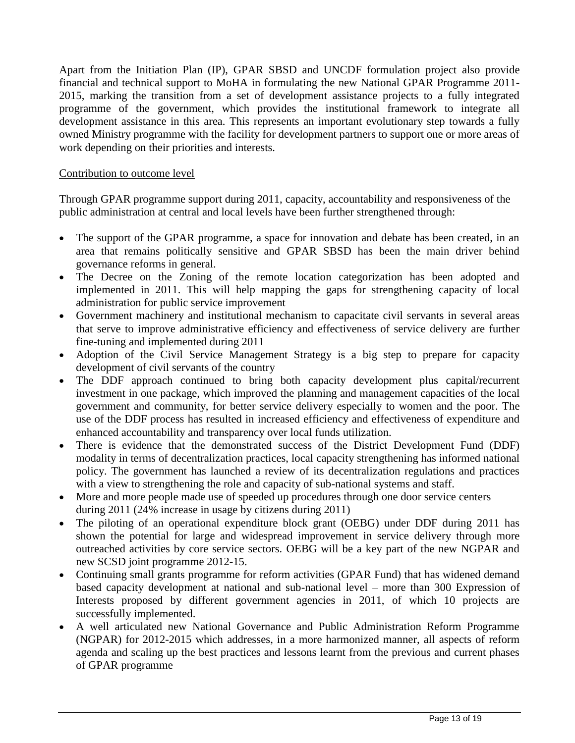Apart from the Initiation Plan (IP), GPAR SBSD and UNCDF formulation project also provide financial and technical support to MoHA in formulating the new National GPAR Programme 2011-2015, marking the transition from a set of development assistance projects to a fully integrated programme of the government, which provides the institutional framework to integrate all development assistance in this area. This represents an important evolutionary step towards a fully owned Ministry programme with the facility for development partners to support one or more areas of work depending on their priorities and interests.

<u>Contribution to outcome level</u>

Through GPAR programme support during 2011, capacity, accountability and responsiveness of the public administration at central and local levels have been further strengthened through:

- The support of the GPAR programme, a space for innovation and debate has been created, in an area that remains politically sensitive and GPAR SBSD has been the main driver behind governance reforms in general.
- The Decree on the Zoning of the remote location categorization has been adopted and implemented in 2011. This will help mapping the gaps for strengthening capacity of local administration for public service improvement
- Government machinery and institutional mechanism to capacitate civil servants in several areas that serve to improve administrative efficiency and effectiveness of service delivery are further fine-tuning and implemented during 2011
- Adoption of the Civil Service Management Strategy is a big step to prepare for capacity development of civil servants of the country
- The DDF approach continued to bring both capacity development plus capital/recurrent investment in one package, which improved the planning and management capacities of the local government and community, for better service delivery especially to women and the poor. The use of the DDF process has resulted in increased efficiency and effectiveness of expenditure and enhanced accountability and transparency over local funds utilization.
- There is evidence that the demonstrated success of the District Development Fund (DDF) modality in terms of decentralization practices, local capacity strengthening has informed national policy. The government has launched a review of its decentralization regulations and practices with a view to strengthening the role and capacity of sub-national systems and staff.
- More and more people made use of speeded up procedures through one door service centers during 2011 (24% increase in usage by citizens during 2011)
- The piloting of an operational expenditure block grant (OEBG) under DDF during 2011 has shown the potential for large and widespread improvement in service delivery through more outreached activities by core service sectors. OEBG will be a key part of the new NGPAR and new SCSD joint programme 2012-15.
- Continuing small grants programme for reform activities (GPAR Fund) that has widened demand based capacity development at national and sub-national level – more than 300 Expression of Interests proposed by different government agencies in 2011, of which 10 projects are successfully implemented.
- A well articulated new National Governance and Public Administration Reform Programme (NGPAR) for 2012-2015 which addresses, in a more harmonized manner, all aspects of reform agenda and scaling up the best practices and lessons learnt from the previous and current phases of GPAR programme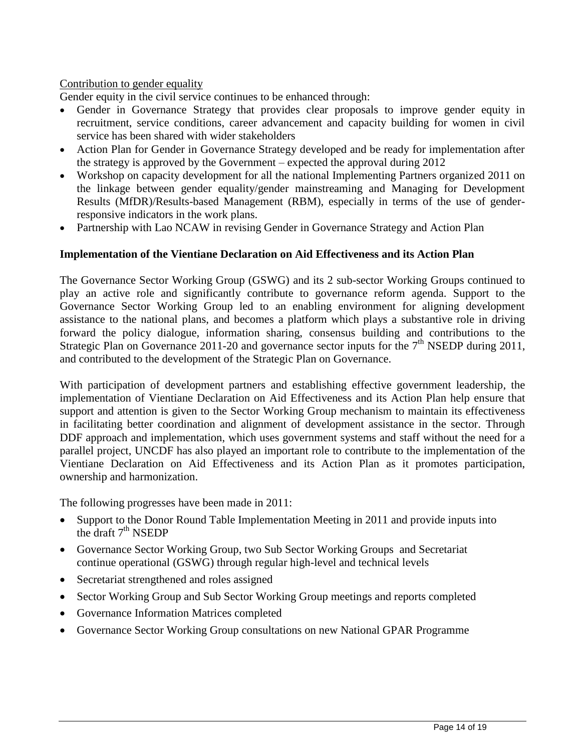<u>Contribution to gender equality</u>

Gender equity in the civil service continues to be enhanced through:

- Gender in Governance Strategy that provides clear proposals to improve gender equity in recruitment, service conditions, career advancement and capacity building for women in civil service has been shared with wider stakeholders
- Action Plan for Gender in Governance Strategy developed and be ready for implementation after the strategy is approved by the Government – expected the approval during 2012
- Workshop on capacity development for all the national Implementing Partners organized 2011 on the linkage between gender equality/gender mainstreaming and Managing for Development Results (MfDR)/Results-based Management (RBM), especially in terms of the use of gender-responsive indicators in the work plans.
- Partnership with Lao NCAW in revising Gender in Governance Strategy and Action Plan

**Implementation of the Vientiane Declaration on Aid Effectiveness and its Action Plan**

The Governance Sector Working Group (GSWG) and its 2 sub-sector Working Groups continued to play an active role and significantly contribute to governance reform agenda. Support to the Governance Sector Working Group led to an enabling environment for aligning development assistance to the national plans, and becomes a platform which plays a substantive role in driving forward the policy dialogue, information sharing, consensus building and contributions to the Strategic Plan on Governance 2011-20 and governance sector inputs for the 7th NSEDP during 2011, and contributed to the development of the Strategic Plan on Governance.

With participation of development partners and establishing effective government leadership, the implementation of Vientiane Declaration on Aid Effectiveness and its Action Plan help ensure that support and attention is given to the Sector Working Group mechanism to maintain its effectiveness in facilitating better coordination and alignment of development assistance in the sector. Through DDF approach and implementation, which uses government systems and staff without the need for a parallel project, UNCDF has also played an important role to contribute to the implementation of the Vientiane Declaration on Aid Effectiveness and its Action Plan as it promotes participation, ownership and harmonization.

The following progresses have been made in 2011:

- Support to the Donor Round Table Implementation Meeting in 2011 and provide inputs into the draft 7th NSEDP
- Governance Sector Working Group, two Sub Sector Working Groups and Secretariat continue operational (GSWG) through regular high-level and technical levels
- Secretariat strengthened and roles assigned
- Sector Working Group and Sub Sector Working Group meetings and reports completed
- Governance Information Matrices completed
- Governance Sector Working Group consultations on new National GPAR Programme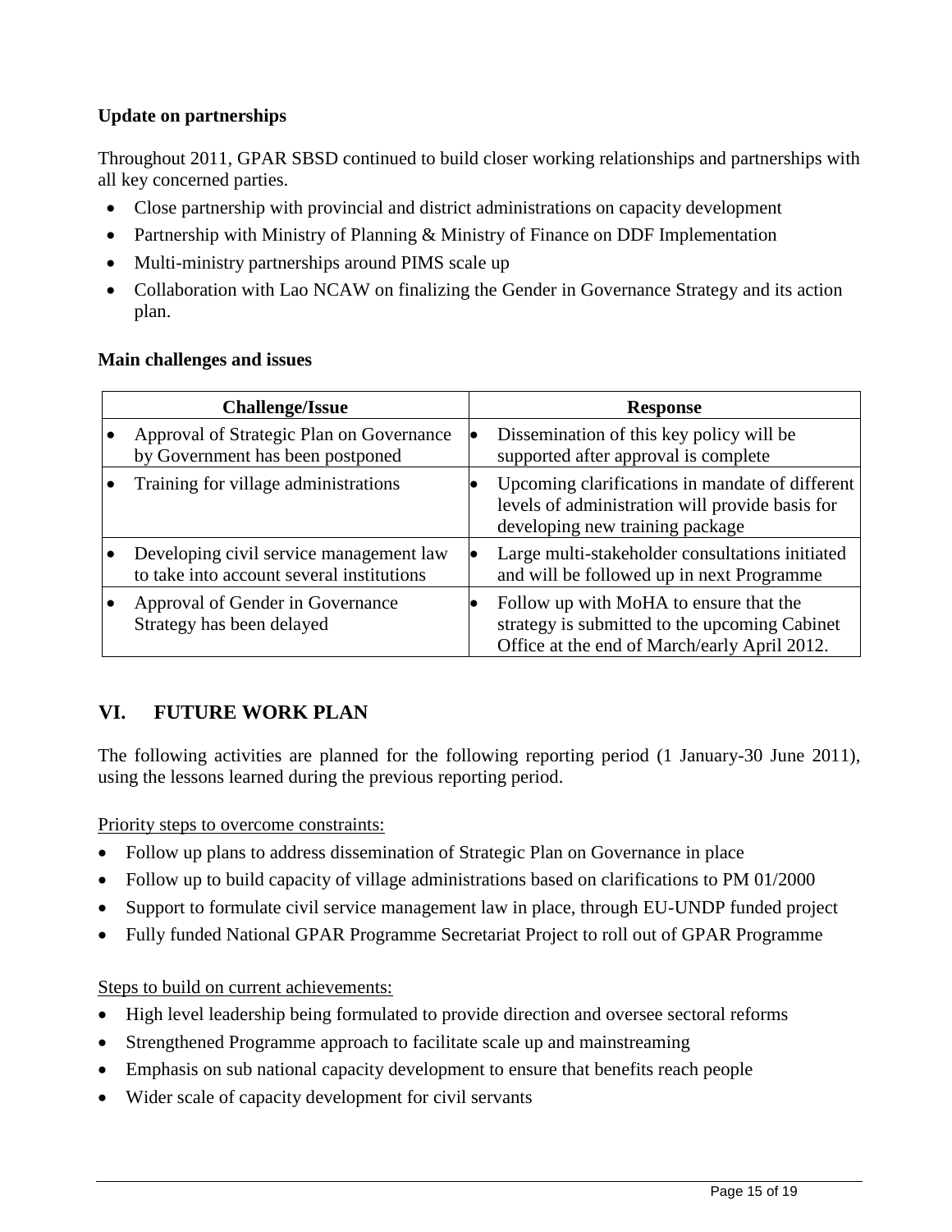**Update on partnerships**

Throughout 2011, GPAR SBSD continued to build closer working relationships and partnerships with all key concerned parties.

- Close partnership with provincial and district administrations on capacity development
- Partnership with Ministry of Planning & Ministry of Finance on DDF Implementation
- Multi-ministry partnerships around PIMS scale up
- Collaboration with Lao NCAW on finalizing the Gender in Governance Strategy and its action plan.

**Main challenges and issues**

| Challenge/Issue | Response |
| --- | --- |
| • Approval of Strategic Plan on Governance by Government has been postponed | • Dissemination of this key policy will be supported after approval is complete |
| • Training for village administrations | • Upcoming clarifications in mandate of different levels of administration will provide basis for developing new training package |
| • Developing civil service management law to take into account several institutions | • Large multi-stakeholder consultations initiated and will be followed up in next Programme |
| • Approval of Gender in Governance Strategy has been delayed | • Follow up with MoHA to ensure that the strategy is submitted to the upcoming Cabinet Office at the end of March/early April 2012. |

## VI. FUTURE WORK PLAN

The following activities are planned for the following reporting period (1 January-30 June 2011), using the lessons learned during the previous reporting period.

Priority steps to overcome constraints:

- Follow up plans to address dissemination of Strategic Plan on Governance in place
- Follow up to build capacity of village administrations based on clarifications to PM 01/2000
- Support to formulate civil service management law in place, through EU-UNDP funded project
- Fully funded National GPAR Programme Secretariat Project to roll out of GPAR Programme

Steps to build on current achievements:

- High level leadership being formulated to provide direction and oversee sectoral reforms
- Strengthened Programme approach to facilitate scale up and mainstreaming
- Emphasis on sub national capacity development to ensure that benefits reach people
- Wider scale of capacity development for civil servants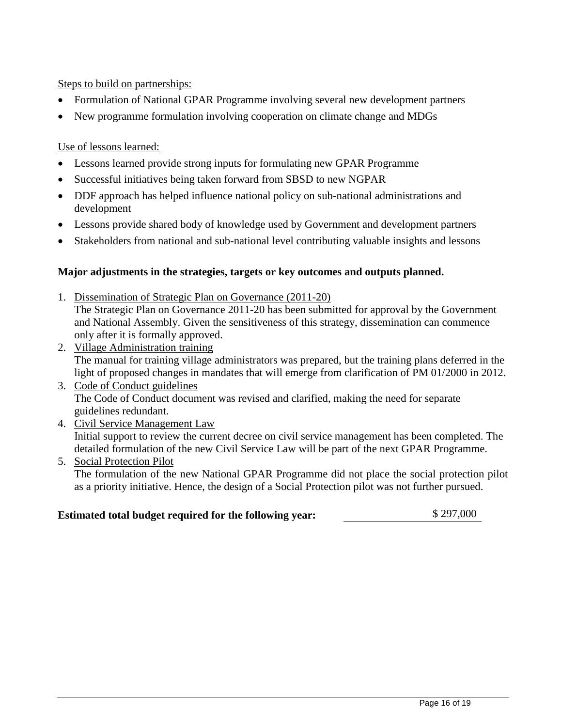Steps to build on partnerships:

- Formulation of National GPAR Programme involving several new development partners
- New programme formulation involving cooperation on climate change and MDGs

Use of lessons learned:

- Lessons learned provide strong inputs for formulating new GPAR Programme
- Successful initiatives being taken forward from SBSD to new NGPAR
- DDF approach has helped influence national policy on sub-national administrations and development
- Lessons provide shared body of knowledge used by Government and development partners
- Stakeholders from national and sub-national level contributing valuable insights and lessons

**Major adjustments in the strategies, targets or key outcomes and outputs planned.**

1. Dissemination of Strategic Plan on Governance (2011-20)
   The Strategic Plan on Governance 2011-20 has been submitted for approval by the Government and National Assembly. Given the sensitiveness of this strategy, dissemination can commence only after it is formally approved.
2. Village Administration training
   The manual for training village administrators was prepared, but the training plans deferred in the light of proposed changes in mandates that will emerge from clarification of PM 01/2000 in 2012.
3. Code of Conduct guidelines
   The Code of Conduct document was revised and clarified, making the need for separate guidelines redundant.
4. Civil Service Management Law
   Initial support to review the current decree on civil service management has been completed. The detailed formulation of the new Civil Service Law will be part of the next GPAR Programme.
5. Social Protection Pilot
   The formulation of the new National GPAR Programme did not place the social protection pilot as a priority initiative. Hence, the design of a Social Protection pilot was not further pursued.

**Estimated total budget required for the following year:** $ 297,000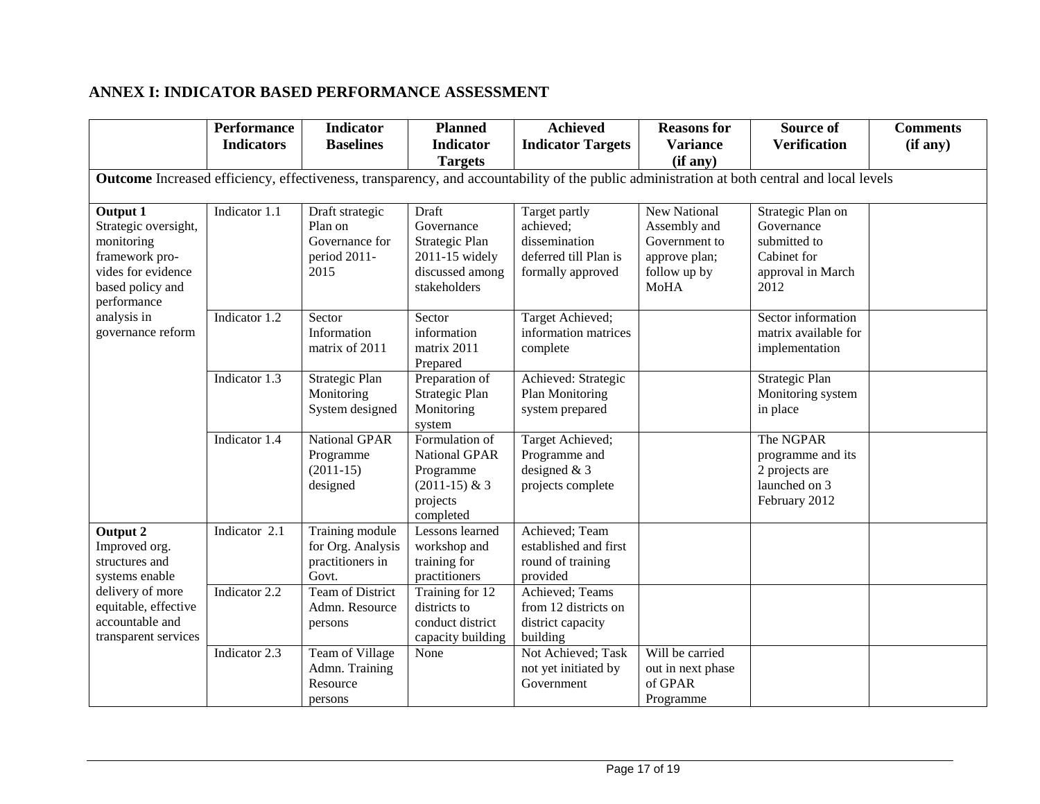## ANNEX I: INDICATOR BASED PERFORMANCE ASSESSMENT

| | Performance Indicators | Indicator Baselines | Planned Indicator Targets | Achieved Indicator Targets | Reasons for Variance (if any) | Source of Verification | Comments (if any) |
|---|---|---|---|---|---|---|---|
| **Outcome** Increased efficiency, effectiveness, transparency, and accountability of the public administration at both central and local levels | | | | | | | |
| **Output 1** Strategic oversight, monitoring framework provides for evidence based policy and performance analysis in governance reform | Indicator 1.1 | Draft strategic Plan on Governance for period 2011-2015 | Draft Governance Strategic Plan 2011-15 widely discussed among stakeholders | Target partly achieved; dissemination deferred till Plan is formally approved | New National Assembly and Government to approve plan; follow up by MoHA | Strategic Plan on Governance submitted to Cabinet for approval in March 2012 | |
| | Indicator 1.2 | Sector Information matrix of 2011 | Sector information matrix 2011 Prepared | Target Achieved; information matrices complete | | Sector information matrix available for implementation | |
| | Indicator 1.3 | Strategic Plan Monitoring System designed | Preparation of Strategic Plan Monitoring system | Achieved: Strategic Plan Monitoring system prepared | | Strategic Plan Monitoring system in place | |
| | Indicator 1.4 | National GPAR Programme (2011-15) designed | Formulation of National GPAR Programme (2011-15) & 3 projects completed | Target Achieved; Programme and designed & 3 projects complete | | The NGPAR programme and its 2 projects are launched on 3 February 2012 | |
| **Output 2** Improved org. structures and systems enable delivery of more equitable, effective accountable and transparent services | Indicator 2.1 | Training module for Org. Analysis practitioners in Govt. | Lessons learned workshop and training for practitioners | Achieved; Team established and first round of training provided | | | |
| | Indicator 2.2 | Team of District Admn. Resource persons | Training for 12 districts to conduct district capacity building | Achieved; Teams from 12 districts on district capacity building | | | |
| | Indicator 2.3 | Team of Village Admn. Training Resource persons | None | Not Achieved; Task not yet initiated by Government | Will be carried out in next phase of GPAR Programme | | |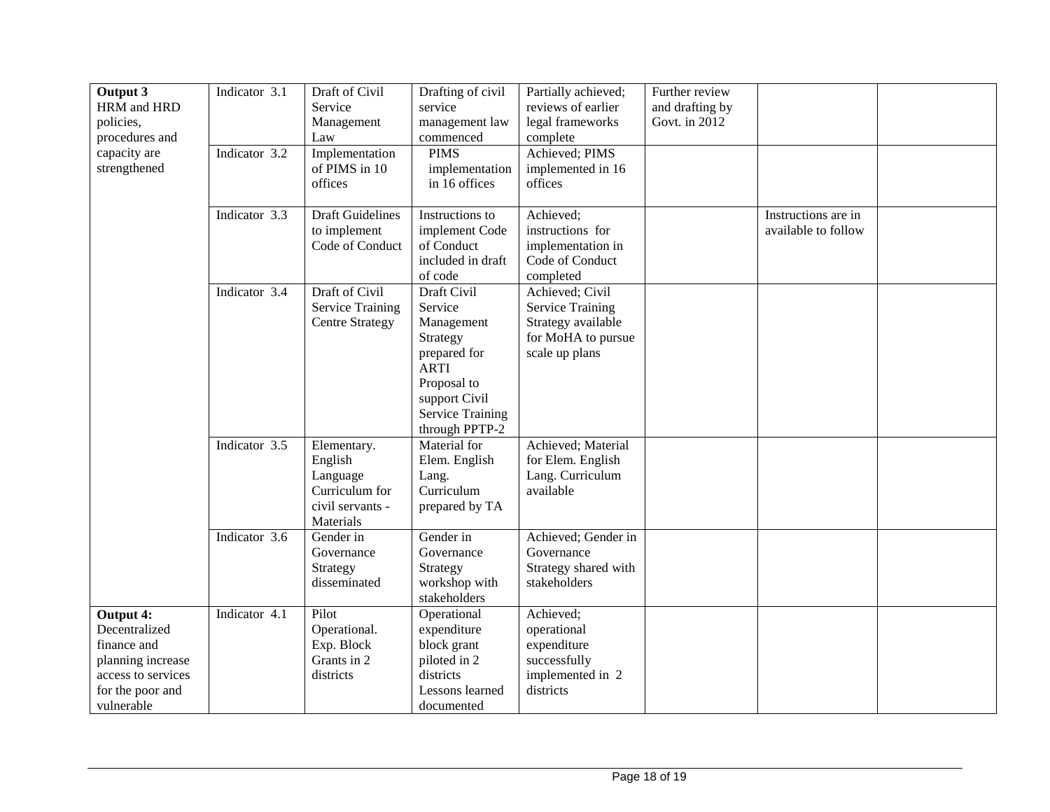| | | | | | | | |
|---|---|---|---|---|---|---|---|
| **Output 3** HRM and HRD policies, procedures and capacity are strengthened | Indicator 3.1 | Draft of Civil Service Management Law | Drafting of civil service management law commenced | Partially achieved; reviews of earlier legal frameworks complete | Further review and drafting by Govt. in 2012 | | |
| | Indicator 3.2 | Implementation of PIMS in 10 offices | PIMS implementation in 16 offices | Achieved; PIMS implemented in 16 offices | | | |
| | Indicator 3.3 | Draft Guidelines to implement Code of Conduct | Instructions to implement Code of Conduct included in draft of code | Achieved; instructions for implementation in Code of Conduct completed | | Instructions are in available to follow | |
| | Indicator 3.4 | Draft of Civil Service Training Centre Strategy | Draft Civil Service Management Strategy prepared for ARTI Proposal to support Civil Service Training through PPTP-2 | Achieved; Civil Service Training Strategy available for MoHA to pursue scale up plans | | | |
| | Indicator 3.5 | Elementary. English Language Curriculum for civil servants - Materials | Material for Elem. English Lang. Curriculum prepared by TA | Achieved; Material for Elem. English Lang. Curriculum available | | | |
| | Indicator 3.6 | Gender in Governance Strategy disseminated | Gender in Governance Strategy workshop with stakeholders | Achieved; Gender in Governance Strategy shared with stakeholders | | | |
| **Output 4:** Decentralized finance and planning increase access to services for the poor and vulnerable | Indicator 4.1 | Pilot Operational. Exp. Block Grants in 2 districts | Operational expenditure block grant piloted in 2 districts Lessons learned documented | Achieved; operational expenditure successfully implemented in 2 districts | | | |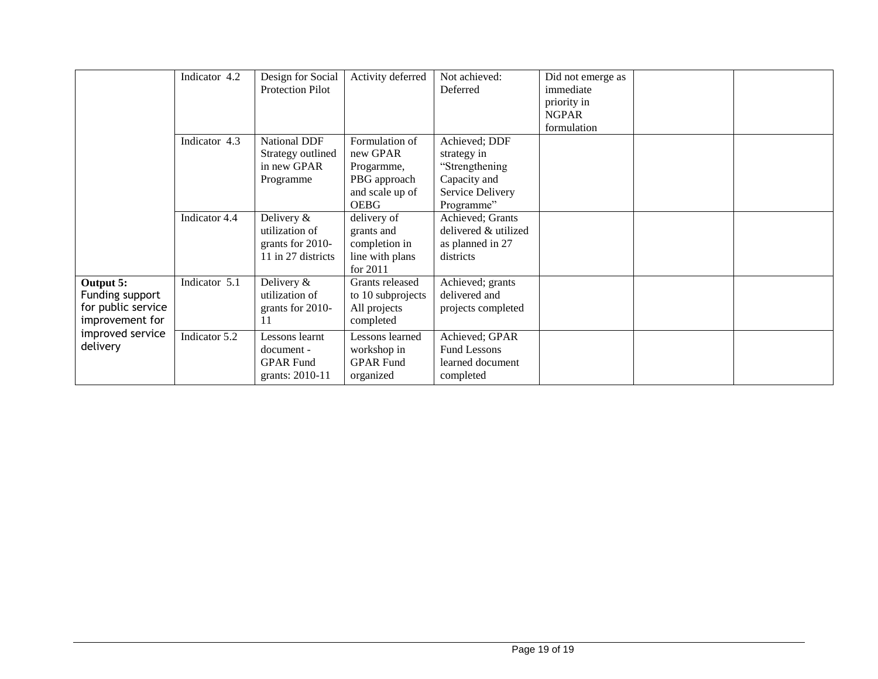| | | | | | | | |
|---|---|---|---|---|---|---|---|
| | Indicator 4.2 | Design for Social Protection Pilot | Activity deferred | Not achieved: Deferred | Did not emerge as immediate priority in NGPAR formulation | | |
| | Indicator 4.3 | National DDF Strategy outlined in new GPAR Programme | Formulation of new GPAR Progarmme, PBG approach and scale up of OEBG | Achieved; DDF strategy in “Strengthening Capacity and Service Delivery Programme” | | | |
| | Indicator 4.4 | Delivery & utilization of grants for 2010-11 in 27 districts | delivery of grants and completion in line with plans for 2011 | Achieved; Grants delivered & utilized as planned in 27 districts | | | |
| **Output 5:** Funding support for public service improvement for improved service delivery | Indicator 5.1 | Delivery & utilization of grants for 2010-11 | Grants released to 10 subprojects All projects completed | Achieved; grants delivered and projects completed | | | |
| | Indicator 5.2 | Lessons learnt document - GPAR Fund grants: 2010-11 | Lessons learned workshop in GPAR Fund organized | Achieved; GPAR Fund Lessons learned document completed | | | |